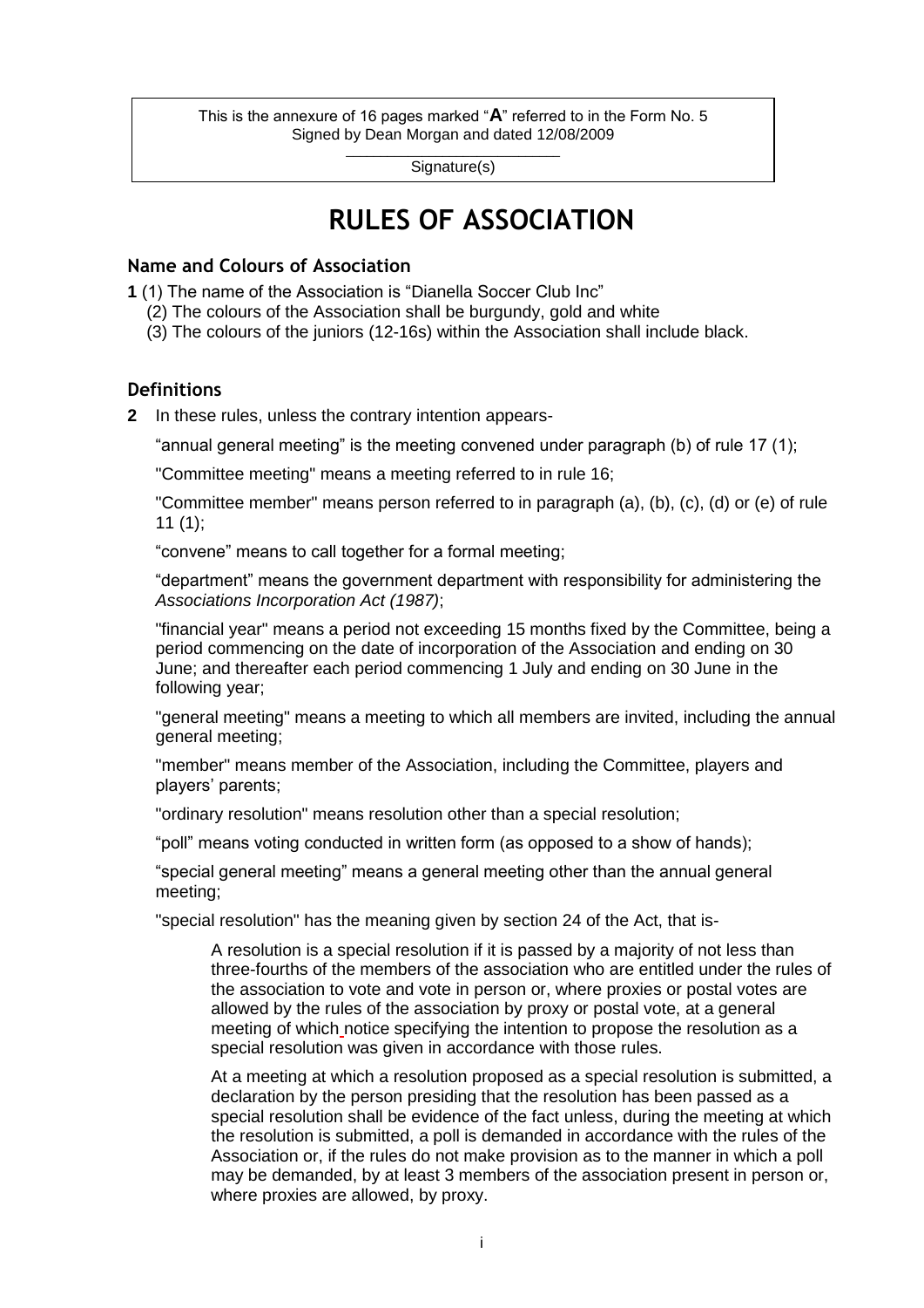This is the annexure of 16 pages marked "**A**" referred to in the Form No. 5
Signed by Dean Morgan and dated 12/08/2009

Signature(s)

# RULES OF ASSOCIATION

## Name and Colours of Association

**1** (1) The name of the Association is "Dianella Soccer Club Inc"

(2) The colours of the Association shall be burgundy, gold and white

(3) The colours of the juniors (12-16s) within the Association shall include black.

## Definitions

**2** In these rules, unless the contrary intention appears-

"annual general meeting" is the meeting convened under paragraph (b) of rule 17 (1);

"Committee meeting" means a meeting referred to in rule 16;

"Committee member" means person referred to in paragraph (a), (b), (c), (d) or (e) of rule 11 (1);

"convene" means to call together for a formal meeting;

"department" means the government department with responsibility for administering the *Associations Incorporation Act (1987)*;

"financial year" means a period not exceeding 15 months fixed by the Committee, being a period commencing on the date of incorporation of the Association and ending on 30 June; and thereafter each period commencing 1 July and ending on 30 June in the following year;

"general meeting" means a meeting to which all members are invited, including the annual general meeting;

"member" means member of the Association, including the Committee, players and players' parents;

"ordinary resolution" means resolution other than a special resolution;

"poll" means voting conducted in written form (as opposed to a show of hands);

"special general meeting" means a general meeting other than the annual general meeting;

"special resolution" has the meaning given by section 24 of the Act, that is-

> A resolution is a special resolution if it is passed by a majority of not less than three-fourths of the members of the association who are entitled under the rules of the association to vote and vote in person or, where proxies or postal votes are allowed by the rules of the association by proxy or postal vote, at a general meeting of which notice specifying the intention to propose the resolution as a special resolution was given in accordance with those rules.
>
> At a meeting at which a resolution proposed as a special resolution is submitted, a declaration by the person presiding that the resolution has been passed as a special resolution shall be evidence of the fact unless, during the meeting at which the resolution is submitted, a poll is demanded in accordance with the rules of the Association or, if the rules do not make provision as to the manner in which a poll may be demanded, by at least 3 members of the association present in person or, where proxies are allowed, by proxy.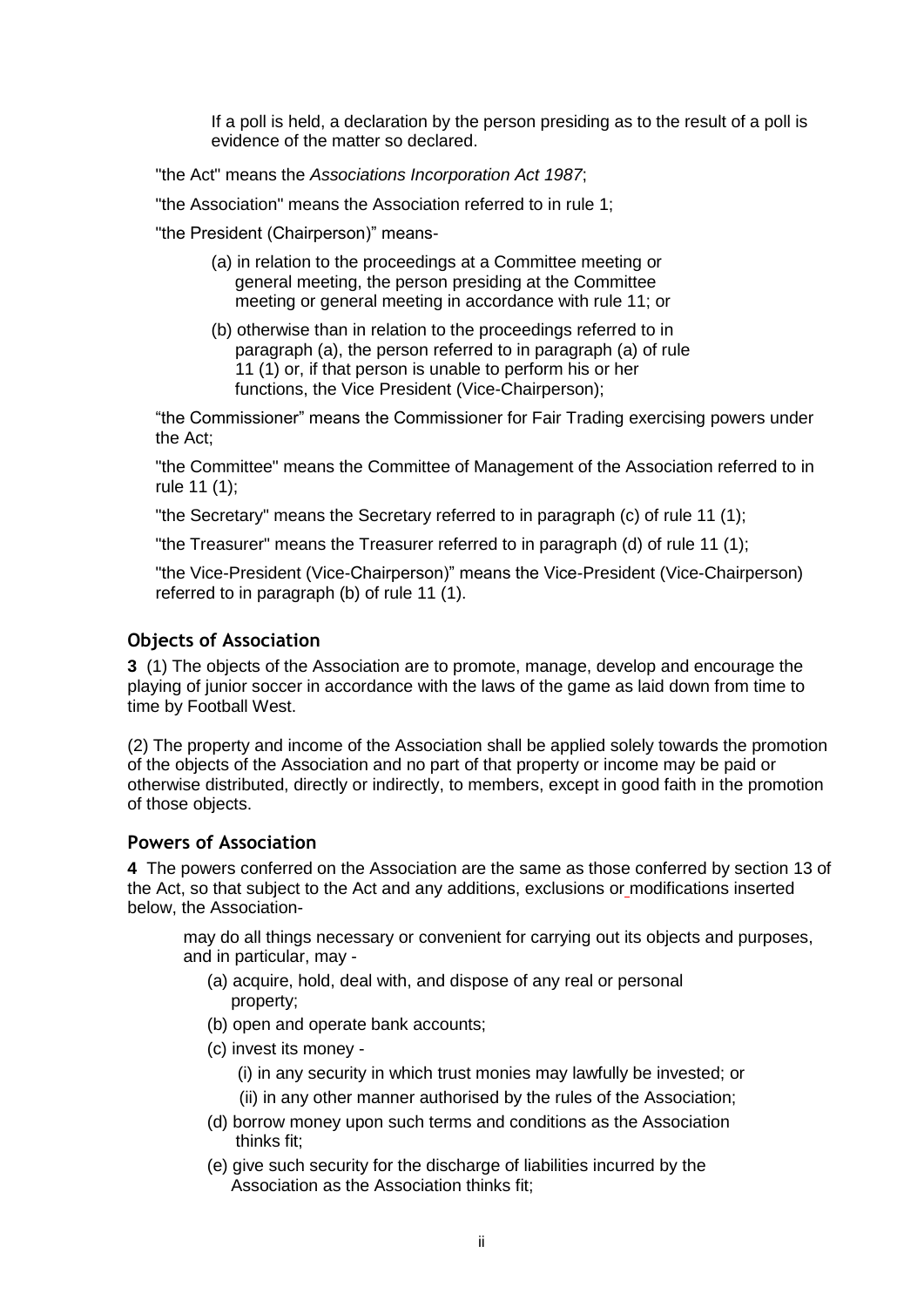If a poll is held, a declaration by the person presiding as to the result of a poll is evidence of the matter so declared.

"the Act" means the *Associations Incorporation Act 1987*;

"the Association" means the Association referred to in rule 1;

"the President (Chairperson)" means-

(a) in relation to the proceedings at a Committee meeting or general meeting, the person presiding at the Committee meeting or general meeting in accordance with rule 11; or

(b) otherwise than in relation to the proceedings referred to in paragraph (a), the person referred to in paragraph (a) of rule 11 (1) or, if that person is unable to perform his or her functions, the Vice President (Vice-Chairperson);

"the Commissioner" means the Commissioner for Fair Trading exercising powers under the Act;

"the Committee" means the Committee of Management of the Association referred to in rule 11 (1);

"the Secretary" means the Secretary referred to in paragraph (c) of rule 11 (1);

"the Treasurer" means the Treasurer referred to in paragraph (d) of rule 11 (1);

"the Vice-President (Vice-Chairperson)" means the Vice-President (Vice-Chairperson) referred to in paragraph (b) of rule 11 (1).

## Objects of Association

**3** (1) The objects of the Association are to promote, manage, develop and encourage the playing of junior soccer in accordance with the laws of the game as laid down from time to time by Football West.

(2) The property and income of the Association shall be applied solely towards the promotion of the objects of the Association and no part of that property or income may be paid or otherwise distributed, directly or indirectly, to members, except in good faith in the promotion of those objects.

## Powers of Association

**4** The powers conferred on the Association are the same as those conferred by section 13 of the Act, so that subject to the Act and any additions, exclusions or modifications inserted below, the Association-

may do all things necessary or convenient for carrying out its objects and purposes, and in particular, may -

(a) acquire, hold, deal with, and dispose of any real or personal property;

(b) open and operate bank accounts;

(c) invest its money -

(i) in any security in which trust monies may lawfully be invested; or

(ii) in any other manner authorised by the rules of the Association;

(d) borrow money upon such terms and conditions as the Association thinks fit;

(e) give such security for the discharge of liabilities incurred by the Association as the Association thinks fit;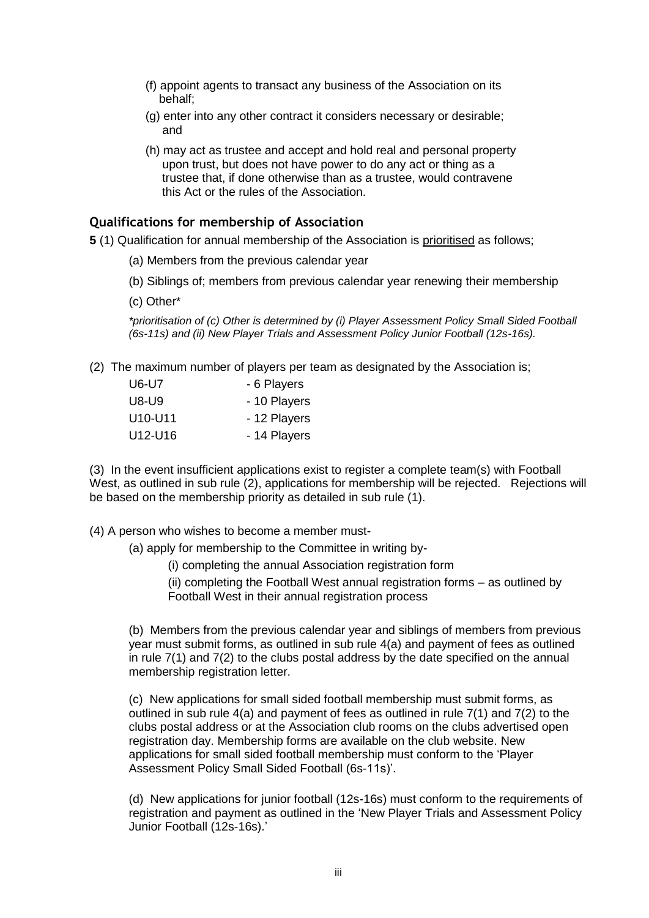(f) appoint agents to transact any business of the Association on its behalf;

(g) enter into any other contract it considers necessary or desirable; and

(h) may act as trustee and accept and hold real and personal property upon trust, but does not have power to do any act or thing as a trustee that, if done otherwise than as a trustee, would contravene this Act or the rules of the Association.

### Qualifications for membership of Association

**5** (1) Qualification for annual membership of the Association is prioritised as follows;

(a) Members from the previous calendar year

(b) Siblings of; members from previous calendar year renewing their membership

(c) Other*

*\*prioritisation of (c) Other is determined by (i) Player Assessment Policy Small Sided Football (6s-11s) and (ii) New Player Trials and Assessment Policy Junior Football (12s-16s).*

(2) The maximum number of players per team as designated by the Association is;

| | |
|---|---|
| U6-U7 | - 6 Players |
| U8-U9 | - 10 Players |
| U10-U11 | - 12 Players |
| U12-U16 | - 14 Players |

(3) In the event insufficient applications exist to register a complete team(s) with Football West, as outlined in sub rule (2), applications for membership will be rejected. Rejections will be based on the membership priority as detailed in sub rule (1).

(4) A person who wishes to become a member must-

(a) apply for membership to the Committee in writing by-

(i) completing the annual Association registration form

(ii) completing the Football West annual registration forms – as outlined by Football West in their annual registration process

(b) Members from the previous calendar year and siblings of members from previous year must submit forms, as outlined in sub rule 4(a) and payment of fees as outlined in rule 7(1) and 7(2) to the clubs postal address by the date specified on the annual membership registration letter.

(c) New applications for small sided football membership must submit forms, as outlined in sub rule 4(a) and payment of fees as outlined in rule 7(1) and 7(2) to the clubs postal address or at the Association club rooms on the clubs advertised open registration day. Membership forms are available on the club website. New applications for small sided football membership must conform to the 'Player Assessment Policy Small Sided Football (6s-11s)'.

(d) New applications for junior football (12s-16s) must conform to the requirements of registration and payment as outlined in the 'New Player Trials and Assessment Policy Junior Football (12s-16s).'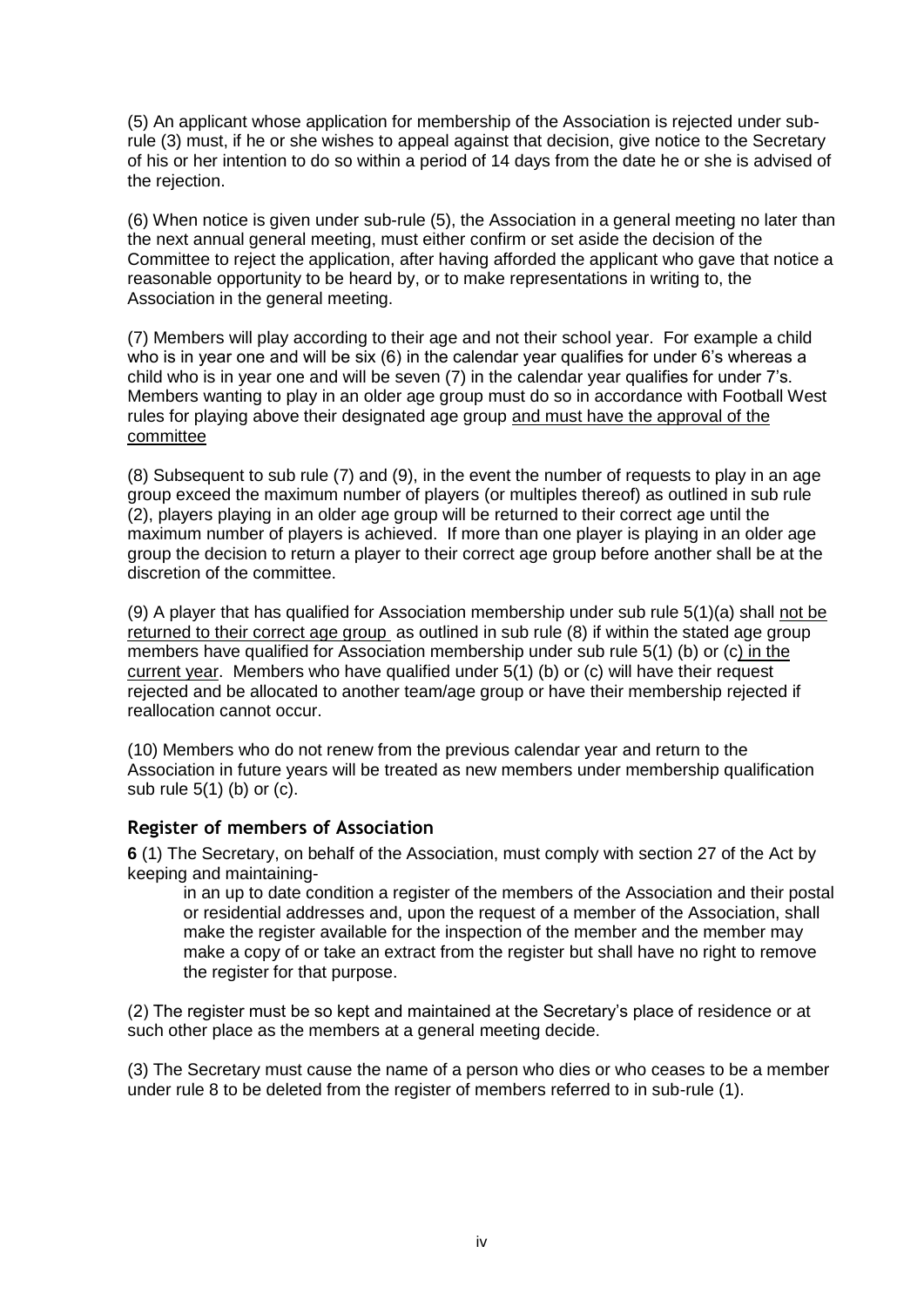(5) An applicant whose application for membership of the Association is rejected under sub-rule (3) must, if he or she wishes to appeal against that decision, give notice to the Secretary of his or her intention to do so within a period of 14 days from the date he or she is advised of the rejection.

(6) When notice is given under sub-rule (5), the Association in a general meeting no later than the next annual general meeting, must either confirm or set aside the decision of the Committee to reject the application, after having afforded the applicant who gave that notice a reasonable opportunity to be heard by, or to make representations in writing to, the Association in the general meeting.

(7) Members will play according to their age and not their school year. For example a child who is in year one and will be six (6) in the calendar year qualifies for under 6's whereas a child who is in year one and will be seven (7) in the calendar year qualifies for under 7's. Members wanting to play in an older age group must do so in accordance with Football West rules for playing above their designated age group <u>and must have the approval of the committee</u>

(8) Subsequent to sub rule (7) and (9), in the event the number of requests to play in an age group exceed the maximum number of players (or multiples thereof) as outlined in sub rule (2), players playing in an older age group will be returned to their correct age until the maximum number of players is achieved. If more than one player is playing in an older age group the decision to return a player to their correct age group before another shall be at the discretion of the committee.

(9) A player that has qualified for Association membership under sub rule 5(1)(a) shall <u>not be returned to their correct age group</u> as outlined in sub rule (8) if within the stated age group members have qualified for Association membership under sub rule 5(1) (b) or (c<u>) in the current year</u>. Members who have qualified under 5(1) (b) or (c) will have their request rejected and be allocated to another team/age group or have their membership rejected if reallocation cannot occur.

(10) Members who do not renew from the previous calendar year and return to the Association in future years will be treated as new members under membership qualification sub rule 5(1) (b) or (c).

## Register of members of Association

**6** (1) The Secretary, on behalf of the Association, must comply with section 27 of the Act by keeping and maintaining-

> in an up to date condition a register of the members of the Association and their postal or residential addresses and, upon the request of a member of the Association, shall make the register available for the inspection of the member and the member may make a copy of or take an extract from the register but shall have no right to remove the register for that purpose.

(2) The register must be so kept and maintained at the Secretary's place of residence or at such other place as the members at a general meeting decide.

(3) The Secretary must cause the name of a person who dies or who ceases to be a member under rule 8 to be deleted from the register of members referred to in sub-rule (1).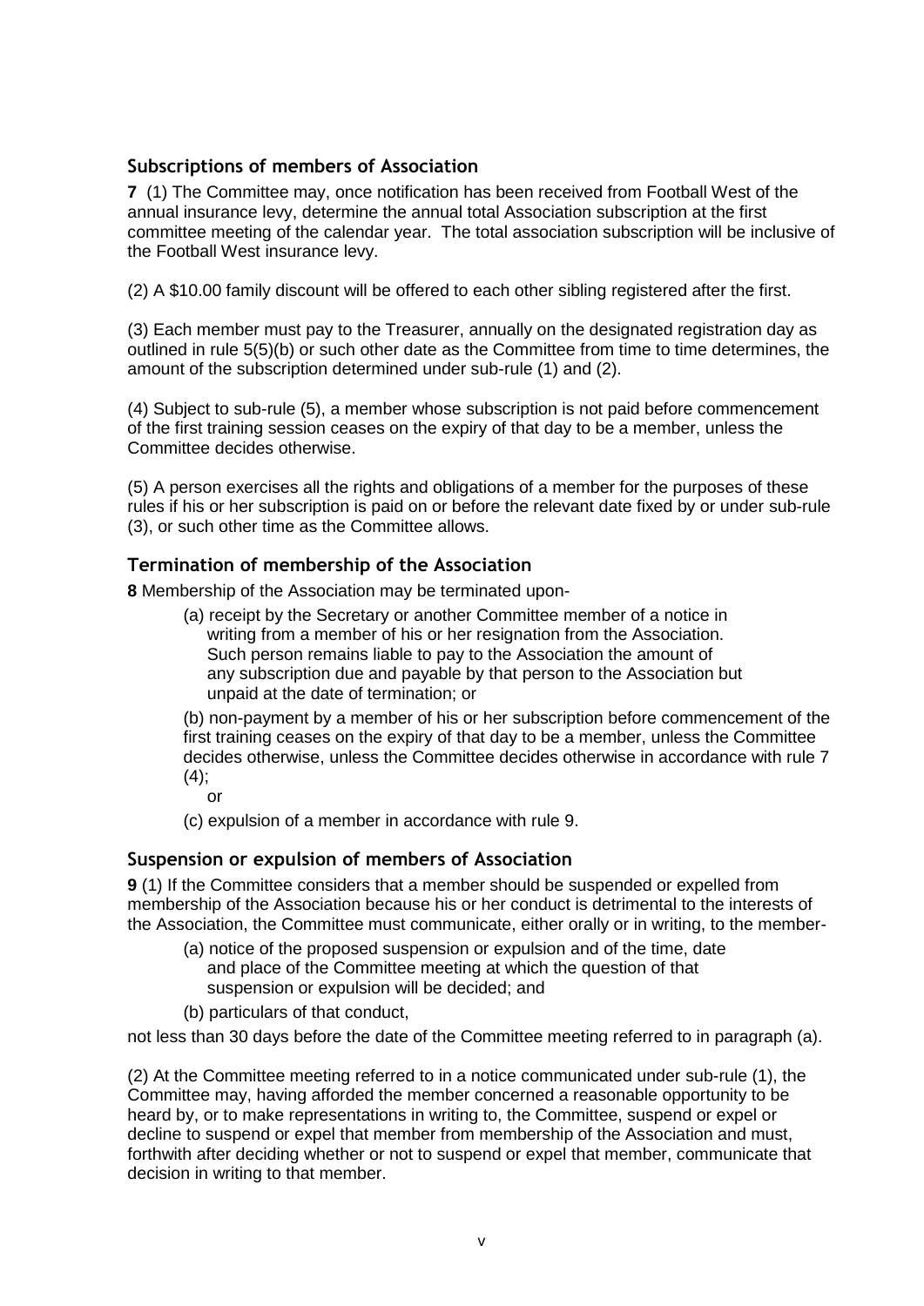## Subscriptions of members of Association

**7** (1) The Committee may, once notification has been received from Football West of the annual insurance levy, determine the annual total Association subscription at the first committee meeting of the calendar year. The total association subscription will be inclusive of the Football West insurance levy.

(2) A $10.00 family discount will be offered to each other sibling registered after the first.

(3) Each member must pay to the Treasurer, annually on the designated registration day as outlined in rule 5(5)(b) or such other date as the Committee from time to time determines, the amount of the subscription determined under sub-rule (1) and (2).

(4) Subject to sub-rule (5), a member whose subscription is not paid before commencement of the first training session ceases on the expiry of that day to be a member, unless the Committee decides otherwise.

(5) A person exercises all the rights and obligations of a member for the purposes of these rules if his or her subscription is paid on or before the relevant date fixed by or under sub-rule (3), or such other time as the Committee allows.

## Termination of membership of the Association

**8** Membership of the Association may be terminated upon-

(a) receipt by the Secretary or another Committee member of a notice in writing from a member of his or her resignation from the Association. Such person remains liable to pay to the Association the amount of any subscription due and payable by that person to the Association but unpaid at the date of termination; or

(b) non-payment by a member of his or her subscription before commencement of the first training ceases on the expiry of that day to be a member, unless the Committee decides otherwise, unless the Committee decides otherwise in accordance with rule 7 (4);

or

(c) expulsion of a member in accordance with rule 9.

## Suspension or expulsion of members of Association

**9** (1) If the Committee considers that a member should be suspended or expelled from membership of the Association because his or her conduct is detrimental to the interests of the Association, the Committee must communicate, either orally or in writing, to the member-

(a) notice of the proposed suspension or expulsion and of the time, date and place of the Committee meeting at which the question of that suspension or expulsion will be decided; and

(b) particulars of that conduct,

not less than 30 days before the date of the Committee meeting referred to in paragraph (a).

(2) At the Committee meeting referred to in a notice communicated under sub-rule (1), the Committee may, having afforded the member concerned a reasonable opportunity to be heard by, or to make representations in writing to, the Committee, suspend or expel or decline to suspend or expel that member from membership of the Association and must, forthwith after deciding whether or not to suspend or expel that member, communicate that decision in writing to that member.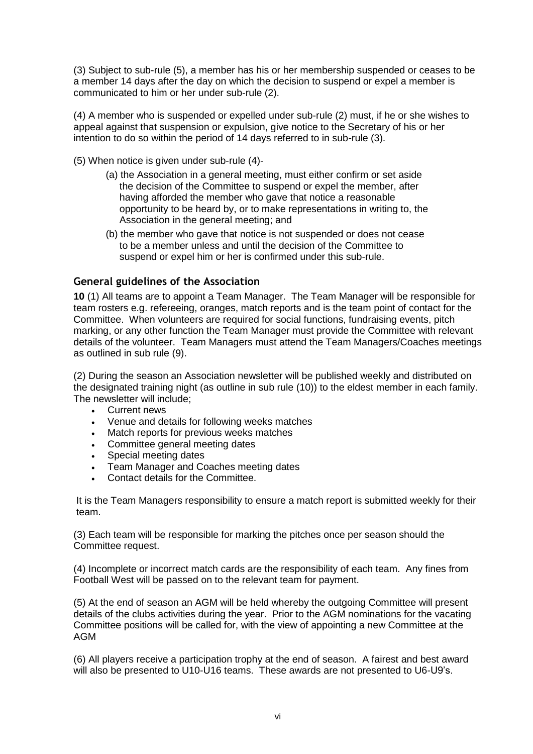(3) Subject to sub-rule (5), a member has his or her membership suspended or ceases to be a member 14 days after the day on which the decision to suspend or expel a member is communicated to him or her under sub-rule (2).

(4) A member who is suspended or expelled under sub-rule (2) must, if he or she wishes to appeal against that suspension or expulsion, give notice to the Secretary of his or her intention to do so within the period of 14 days referred to in sub-rule (3).

(5) When notice is given under sub-rule (4)-

(a) the Association in a general meeting, must either confirm or set aside the decision of the Committee to suspend or expel the member, after having afforded the member who gave that notice a reasonable opportunity to be heard by, or to make representations in writing to, the Association in the general meeting; and

(b) the member who gave that notice is not suspended or does not cease to be a member unless and until the decision of the Committee to suspend or expel him or her is confirmed under this sub-rule.

### General guidelines of the Association

**10** (1) All teams are to appoint a Team Manager. The Team Manager will be responsible for team rosters e.g. refereeing, oranges, match reports and is the team point of contact for the Committee. When volunteers are required for social functions, fundraising events, pitch marking, or any other function the Team Manager must provide the Committee with relevant details of the volunteer. Team Managers must attend the Team Managers/Coaches meetings as outlined in sub rule (9).

(2) During the season an Association newsletter will be published weekly and distributed on the designated training night (as outline in sub rule (10)) to the eldest member in each family. The newsletter will include;

- Current news
- Venue and details for following weeks matches
- Match reports for previous weeks matches
- Committee general meeting dates
- Special meeting dates
- Team Manager and Coaches meeting dates
- Contact details for the Committee.

It is the Team Managers responsibility to ensure a match report is submitted weekly for their team.

(3) Each team will be responsible for marking the pitches once per season should the Committee request.

(4) Incomplete or incorrect match cards are the responsibility of each team. Any fines from Football West will be passed on to the relevant team for payment.

(5) At the end of season an AGM will be held whereby the outgoing Committee will present details of the clubs activities during the year. Prior to the AGM nominations for the vacating Committee positions will be called for, with the view of appointing a new Committee at the AGM

(6) All players receive a participation trophy at the end of season. A fairest and best award will also be presented to U10-U16 teams. These awards are not presented to U6-U9's.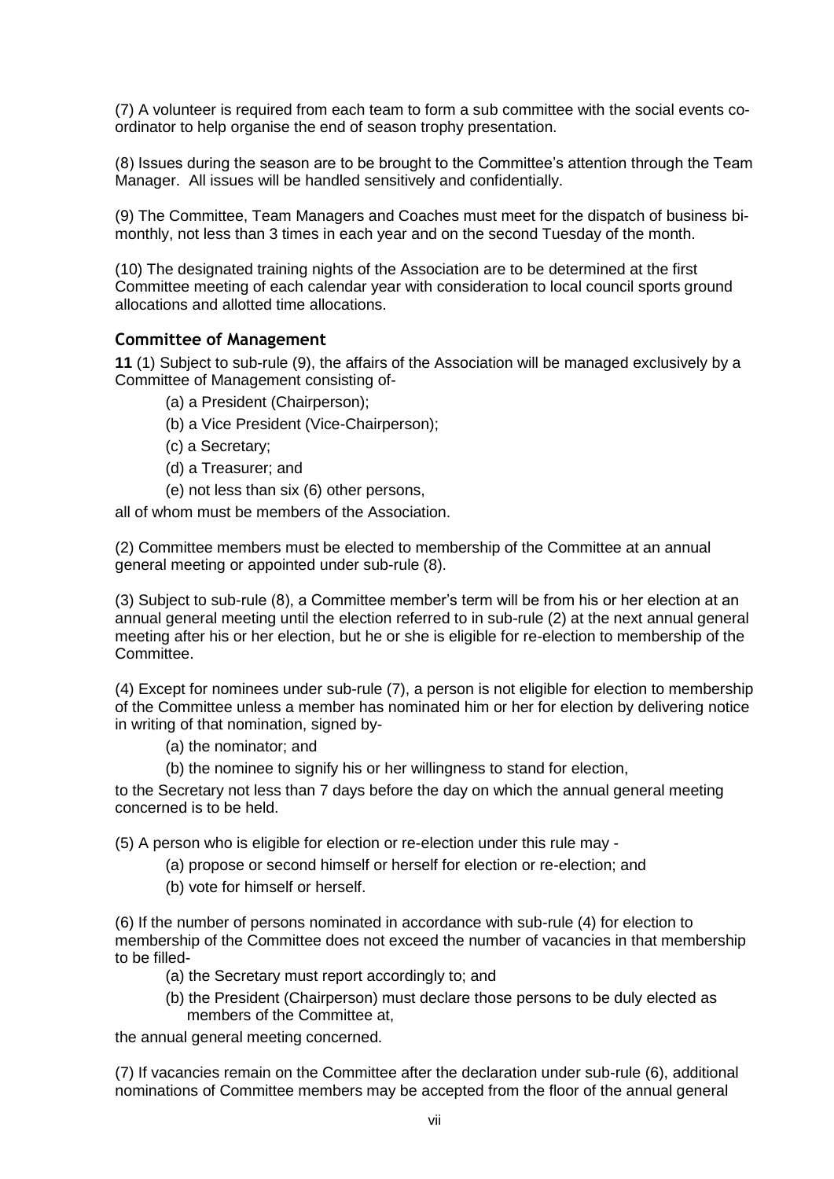(7) A volunteer is required from each team to form a sub committee with the social events co-ordinator to help organise the end of season trophy presentation.

(8) Issues during the season are to be brought to the Committee's attention through the Team Manager. All issues will be handled sensitively and confidentially.

(9) The Committee, Team Managers and Coaches must meet for the dispatch of business bi-monthly, not less than 3 times in each year and on the second Tuesday of the month.

(10) The designated training nights of the Association are to be determined at the first Committee meeting of each calendar year with consideration to local council sports ground allocations and allotted time allocations.

### Committee of Management

**11** (1) Subject to sub-rule (9), the affairs of the Association will be managed exclusively by a Committee of Management consisting of-

- (a) a President (Chairperson);
- (b) a Vice President (Vice-Chairperson);
- (c) a Secretary;
- (d) a Treasurer; and
- (e) not less than six (6) other persons,

all of whom must be members of the Association.

(2) Committee members must be elected to membership of the Committee at an annual general meeting or appointed under sub-rule (8).

(3) Subject to sub-rule (8), a Committee member's term will be from his or her election at an annual general meeting until the election referred to in sub-rule (2) at the next annual general meeting after his or her election, but he or she is eligible for re-election to membership of the Committee.

(4) Except for nominees under sub-rule (7), a person is not eligible for election to membership of the Committee unless a member has nominated him or her for election by delivering notice in writing of that nomination, signed by-

- (a) the nominator; and
- (b) the nominee to signify his or her willingness to stand for election,

to the Secretary not less than 7 days before the day on which the annual general meeting concerned is to be held.

(5) A person who is eligible for election or re-election under this rule may -

- (a) propose or second himself or herself for election or re-election; and
- (b) vote for himself or herself.

(6) If the number of persons nominated in accordance with sub-rule (4) for election to membership of the Committee does not exceed the number of vacancies in that membership to be filled-

- (a) the Secretary must report accordingly to; and
- (b) the President (Chairperson) must declare those persons to be duly elected as members of the Committee at,

the annual general meeting concerned.

(7) If vacancies remain on the Committee after the declaration under sub-rule (6), additional nominations of Committee members may be accepted from the floor of the annual general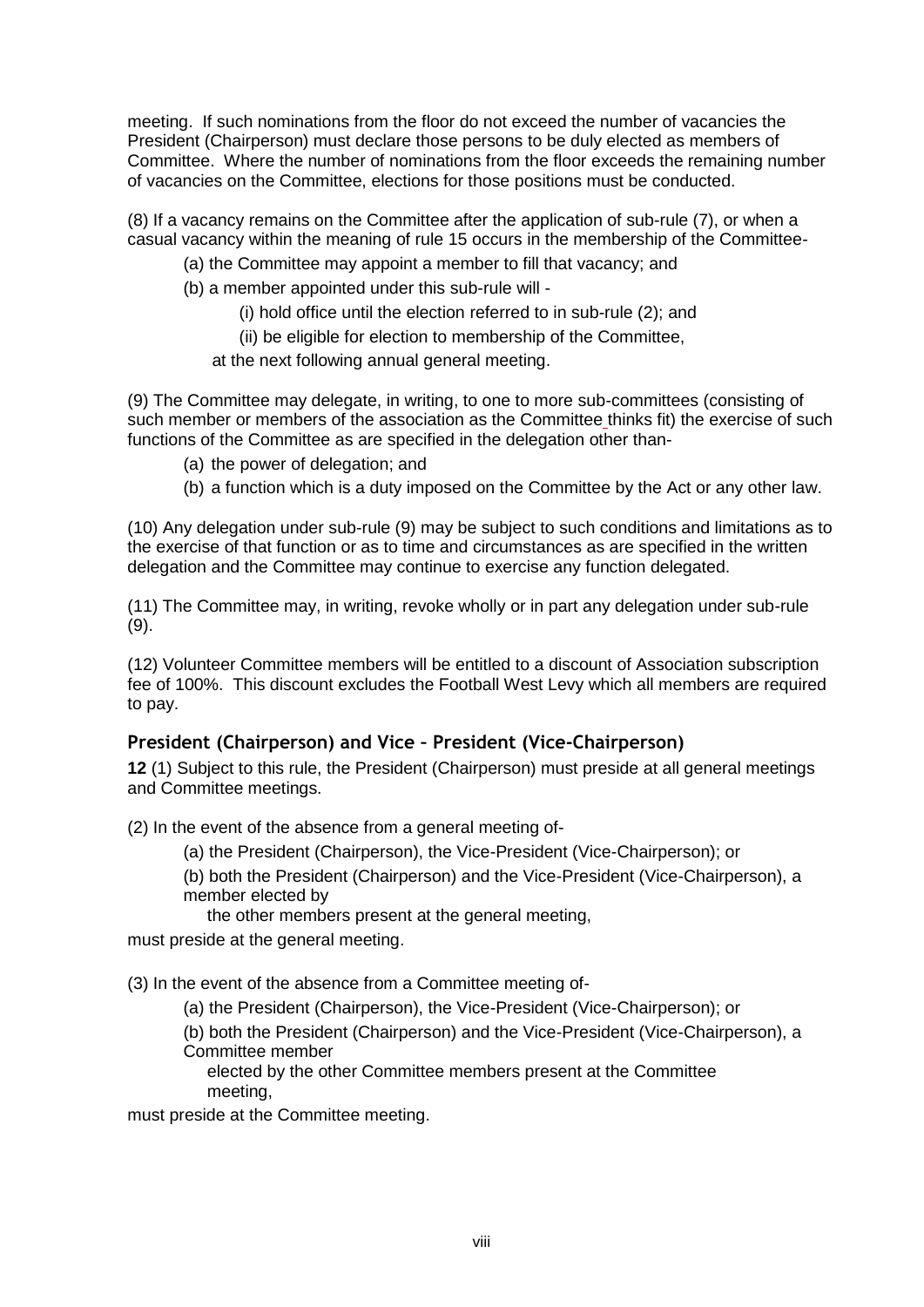meeting. If such nominations from the floor do not exceed the number of vacancies the President (Chairperson) must declare those persons to be duly elected as members of Committee. Where the number of nominations from the floor exceeds the remaining number of vacancies on the Committee, elections for those positions must be conducted.

(8) If a vacancy remains on the Committee after the application of sub-rule (7), or when a casual vacancy within the meaning of rule 15 occurs in the membership of the Committee-

(a) the Committee may appoint a member to fill that vacancy; and

(b) a member appointed under this sub-rule will -

(i) hold office until the election referred to in sub-rule (2); and

(ii) be eligible for election to membership of the Committee,

at the next following annual general meeting.

(9) The Committee may delegate, in writing, to one to more sub-committees (consisting of such member or members of the association as the Committee thinks fit) the exercise of such functions of the Committee as are specified in the delegation other than-

(a) the power of delegation; and

(b) a function which is a duty imposed on the Committee by the Act or any other law.

(10) Any delegation under sub-rule (9) may be subject to such conditions and limitations as to the exercise of that function or as to time and circumstances as are specified in the written delegation and the Committee may continue to exercise any function delegated.

(11) The Committee may, in writing, revoke wholly or in part any delegation under sub-rule (9).

(12) Volunteer Committee members will be entitled to a discount of Association subscription fee of 100%. This discount excludes the Football West Levy which all members are required to pay.

### President (Chairperson) and Vice – President (Vice-Chairperson)

**12** (1) Subject to this rule, the President (Chairperson) must preside at all general meetings and Committee meetings.

(2) In the event of the absence from a general meeting of-

(a) the President (Chairperson), the Vice-President (Vice-Chairperson); or

(b) both the President (Chairperson) and the Vice-President (Vice-Chairperson), a member elected by the other members present at the general meeting,

must preside at the general meeting.

(3) In the event of the absence from a Committee meeting of-

(a) the President (Chairperson), the Vice-President (Vice-Chairperson); or

(b) both the President (Chairperson) and the Vice-President (Vice-Chairperson), a Committee member elected by the other Committee members present at the Committee meeting,

must preside at the Committee meeting.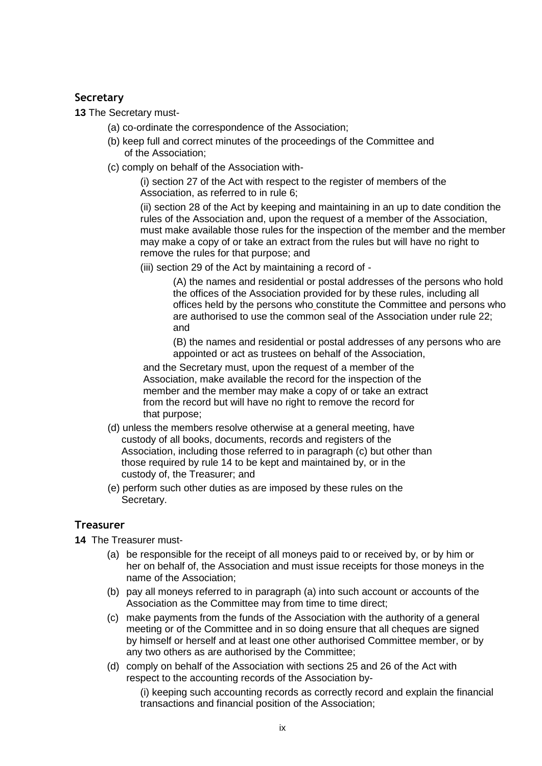## Secretary

**13** The Secretary must-

(a) co-ordinate the correspondence of the Association;

(b) keep full and correct minutes of the proceedings of the Committee and of the Association;

(c) comply on behalf of the Association with-

(i) section 27 of the Act with respect to the register of members of the Association, as referred to in rule 6;

(ii) section 28 of the Act by keeping and maintaining in an up to date condition the rules of the Association and, upon the request of a member of the Association, must make available those rules for the inspection of the member and the member may make a copy of or take an extract from the rules but will have no right to remove the rules for that purpose; and

(iii) section 29 of the Act by maintaining a record of -

(A) the names and residential or postal addresses of the persons who hold the offices of the Association provided for by these rules, including all offices held by the persons who constitute the Committee and persons who are authorised to use the common seal of the Association under rule 22; and

(B) the names and residential or postal addresses of any persons who are appointed or act as trustees on behalf of the Association,

and the Secretary must, upon the request of a member of the Association, make available the record for the inspection of the member and the member may make a copy of or take an extract from the record but will have no right to remove the record for that purpose;

(d) unless the members resolve otherwise at a general meeting, have custody of all books, documents, records and registers of the Association, including those referred to in paragraph (c) but other than those required by rule 14 to be kept and maintained by, or in the custody of, the Treasurer; and

(e) perform such other duties as are imposed by these rules on the Secretary.

## Treasurer

**14** The Treasurer must-

(a) be responsible for the receipt of all moneys paid to or received by, or by him or her on behalf of, the Association and must issue receipts for those moneys in the name of the Association;

(b) pay all moneys referred to in paragraph (a) into such account or accounts of the Association as the Committee may from time to time direct;

(c) make payments from the funds of the Association with the authority of a general meeting or of the Committee and in so doing ensure that all cheques are signed by himself or herself and at least one other authorised Committee member, or by any two others as are authorised by the Committee;

(d) comply on behalf of the Association with sections 25 and 26 of the Act with respect to the accounting records of the Association by-

(i) keeping such accounting records as correctly record and explain the financial transactions and financial position of the Association;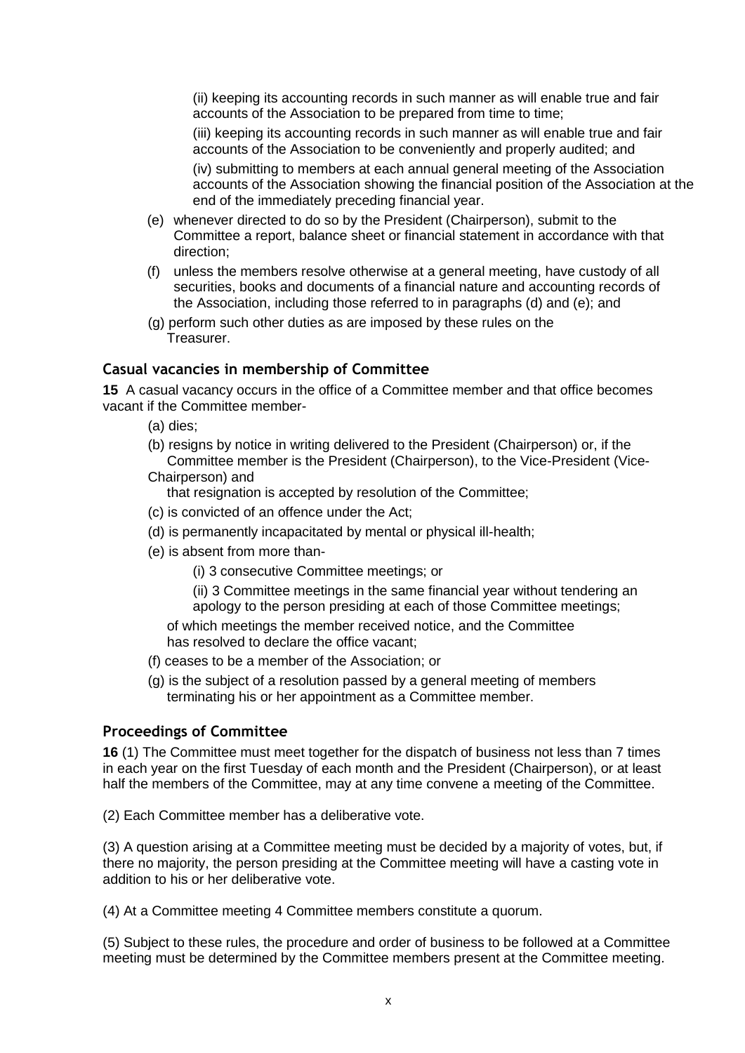(ii) keeping its accounting records in such manner as will enable true and fair accounts of the Association to be prepared from time to time;

(iii) keeping its accounting records in such manner as will enable true and fair accounts of the Association to be conveniently and properly audited; and

(iv) submitting to members at each annual general meeting of the Association accounts of the Association showing the financial position of the Association at the end of the immediately preceding financial year.

(e) whenever directed to do so by the President (Chairperson), submit to the Committee a report, balance sheet or financial statement in accordance with that direction;

(f) unless the members resolve otherwise at a general meeting, have custody of all securities, books and documents of a financial nature and accounting records of the Association, including those referred to in paragraphs (d) and (e); and

(g) perform such other duties as are imposed by these rules on the Treasurer.

## Casual vacancies in membership of Committee

**15** A casual vacancy occurs in the office of a Committee member and that office becomes vacant if the Committee member-

(a) dies;

(b) resigns by notice in writing delivered to the President (Chairperson) or, if the Committee member is the President (Chairperson), to the Vice-President (Vice-Chairperson) and that resignation is accepted by resolution of the Committee;

(c) is convicted of an offence under the Act;

(d) is permanently incapacitated by mental or physical ill-health;

(e) is absent from more than-

(i) 3 consecutive Committee meetings; or

(ii) 3 Committee meetings in the same financial year without tendering an apology to the person presiding at each of those Committee meetings;

of which meetings the member received notice, and the Committee has resolved to declare the office vacant;

(f) ceases to be a member of the Association; or

(g) is the subject of a resolution passed by a general meeting of members terminating his or her appointment as a Committee member.

## Proceedings of Committee

**16** (1) The Committee must meet together for the dispatch of business not less than 7 times in each year on the first Tuesday of each month and the President (Chairperson), or at least half the members of the Committee, may at any time convene a meeting of the Committee.

(2) Each Committee member has a deliberative vote.

(3) A question arising at a Committee meeting must be decided by a majority of votes, but, if there no majority, the person presiding at the Committee meeting will have a casting vote in addition to his or her deliberative vote.

(4) At a Committee meeting 4 Committee members constitute a quorum.

(5) Subject to these rules, the procedure and order of business to be followed at a Committee meeting must be determined by the Committee members present at the Committee meeting.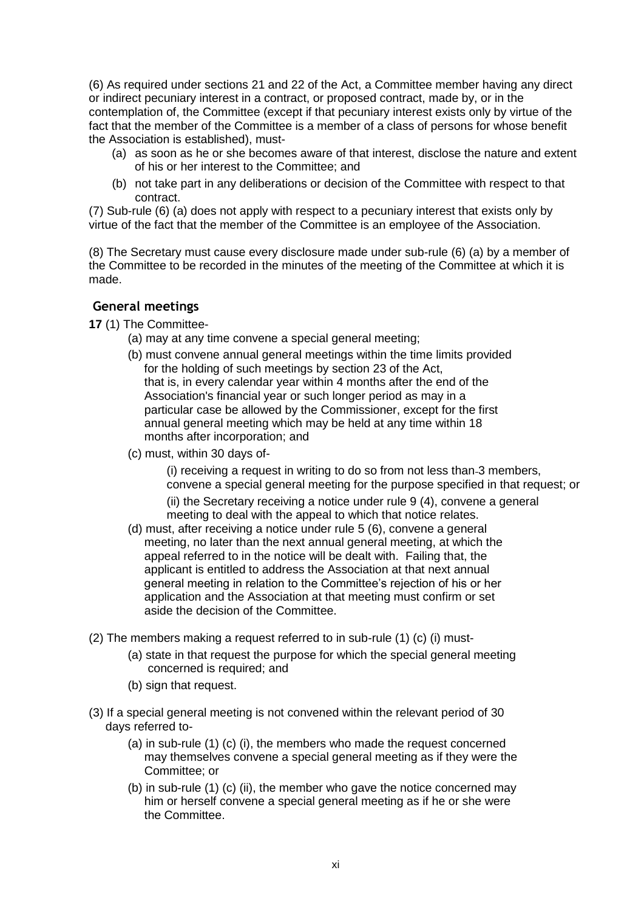(6) As required under sections 21 and 22 of the Act, a Committee member having any direct or indirect pecuniary interest in a contract, or proposed contract, made by, or in the contemplation of, the Committee (except if that pecuniary interest exists only by virtue of the fact that the member of the Committee is a member of a class of persons for whose benefit the Association is established), must-

- (a) as soon as he or she becomes aware of that interest, disclose the nature and extent of his or her interest to the Committee; and
- (b) not take part in any deliberations or decision of the Committee with respect to that contract.

(7) Sub-rule (6) (a) does not apply with respect to a pecuniary interest that exists only by virtue of the fact that the member of the Committee is an employee of the Association.

(8) The Secretary must cause every disclosure made under sub-rule (6) (a) by a member of the Committee to be recorded in the minutes of the meeting of the Committee at which it is made.

## General meetings

**17** (1) The Committee-

- (a) may at any time convene a special general meeting;
- (b) must convene annual general meetings within the time limits provided for the holding of such meetings by section 23 of the Act, that is, in every calendar year within 4 months after the end of the Association's financial year or such longer period as may in a particular case be allowed by the Commissioner, except for the first annual general meeting which may be held at any time within 18 months after incorporation; and
- (c) must, within 30 days of-
  - (i) receiving a request in writing to do so from not less than 3 members, convene a special general meeting for the purpose specified in that request; or
  - (ii) the Secretary receiving a notice under rule 9 (4), convene a general meeting to deal with the appeal to which that notice relates.
- (d) must, after receiving a notice under rule 5 (6), convene a general meeting, no later than the next annual general meeting, at which the appeal referred to in the notice will be dealt with. Failing that, the applicant is entitled to address the Association at that next annual general meeting in relation to the Committee's rejection of his or her application and the Association at that meeting must confirm or set aside the decision of the Committee.

(2) The members making a request referred to in sub-rule (1) (c) (i) must-

- (a) state in that request the purpose for which the special general meeting concerned is required; and
- (b) sign that request.

(3) If a special general meeting is not convened within the relevant period of 30 days referred to-

- (a) in sub-rule (1) (c) (i), the members who made the request concerned may themselves convene a special general meeting as if they were the Committee; or
- (b) in sub-rule (1) (c) (ii), the member who gave the notice concerned may him or herself convene a special general meeting as if he or she were the Committee.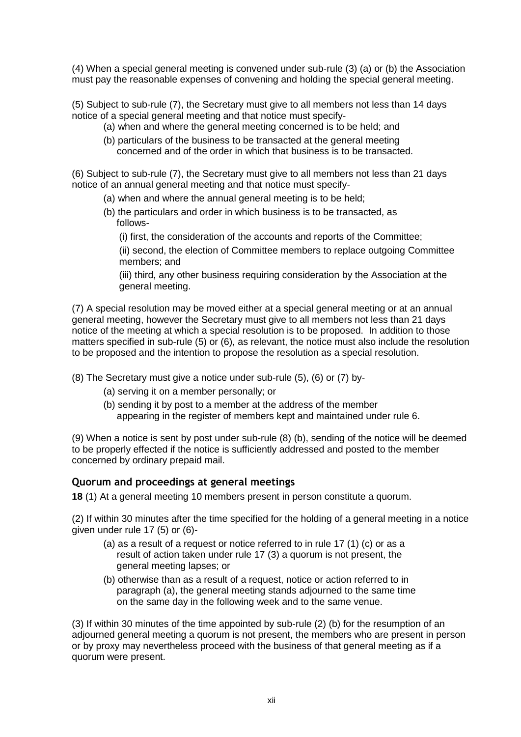(4) When a special general meeting is convened under sub-rule (3) (a) or (b) the Association must pay the reasonable expenses of convening and holding the special general meeting.

(5) Subject to sub-rule (7), the Secretary must give to all members not less than 14 days notice of a special general meeting and that notice must specify-

(a) when and where the general meeting concerned is to be held; and

(b) particulars of the business to be transacted at the general meeting concerned and of the order in which that business is to be transacted.

(6) Subject to sub-rule (7), the Secretary must give to all members not less than 21 days notice of an annual general meeting and that notice must specify-

(a) when and where the annual general meeting is to be held;

(b) the particulars and order in which business is to be transacted, as follows-

(i) first, the consideration of the accounts and reports of the Committee;

(ii) second, the election of Committee members to replace outgoing Committee members; and

(iii) third, any other business requiring consideration by the Association at the general meeting.

(7) A special resolution may be moved either at a special general meeting or at an annual general meeting, however the Secretary must give to all members not less than 21 days notice of the meeting at which a special resolution is to be proposed. In addition to those matters specified in sub-rule (5) or (6), as relevant, the notice must also include the resolution to be proposed and the intention to propose the resolution as a special resolution.

(8) The Secretary must give a notice under sub-rule (5), (6) or (7) by-

(a) serving it on a member personally; or

(b) sending it by post to a member at the address of the member appearing in the register of members kept and maintained under rule 6.

(9) When a notice is sent by post under sub-rule (8) (b), sending of the notice will be deemed to be properly effected if the notice is sufficiently addressed and posted to the member concerned by ordinary prepaid mail.

### Quorum and proceedings at general meetings

**18** (1) At a general meeting 10 members present in person constitute a quorum.

(2) If within 30 minutes after the time specified for the holding of a general meeting in a notice given under rule 17 (5) or (6)-

(a) as a result of a request or notice referred to in rule 17 (1) (c) or as a result of action taken under rule 17 (3) a quorum is not present, the general meeting lapses; or

(b) otherwise than as a result of a request, notice or action referred to in paragraph (a), the general meeting stands adjourned to the same time on the same day in the following week and to the same venue.

(3) If within 30 minutes of the time appointed by sub-rule (2) (b) for the resumption of an adjourned general meeting a quorum is not present, the members who are present in person or by proxy may nevertheless proceed with the business of that general meeting as if a quorum were present.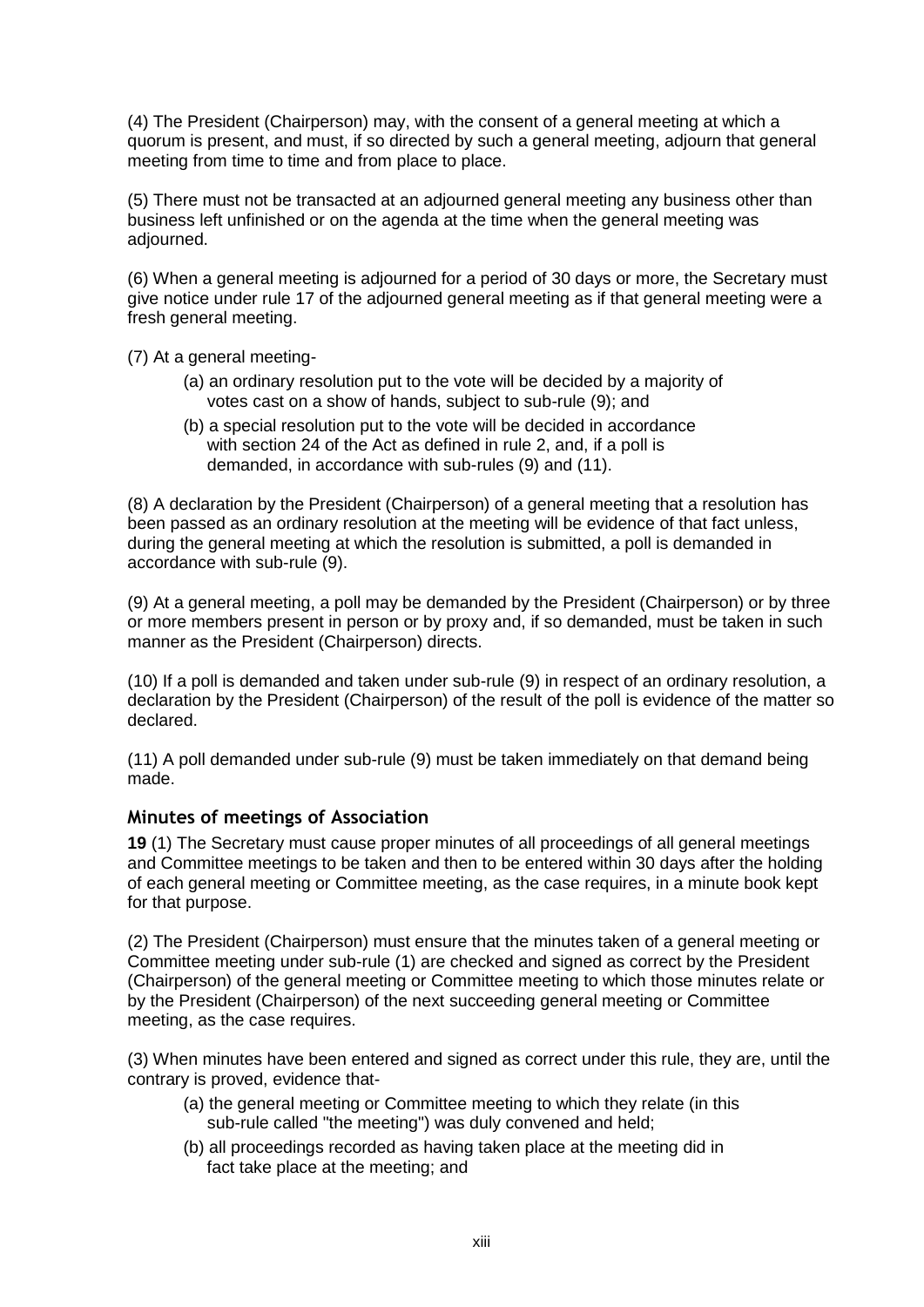(4) The President (Chairperson) may, with the consent of a general meeting at which a quorum is present, and must, if so directed by such a general meeting, adjourn that general meeting from time to time and from place to place.

(5) There must not be transacted at an adjourned general meeting any business other than business left unfinished or on the agenda at the time when the general meeting was adjourned.

(6) When a general meeting is adjourned for a period of 30 days or more, the Secretary must give notice under rule 17 of the adjourned general meeting as if that general meeting were a fresh general meeting.

(7) At a general meeting-

- (a) an ordinary resolution put to the vote will be decided by a majority of votes cast on a show of hands, subject to sub-rule (9); and
- (b) a special resolution put to the vote will be decided in accordance with section 24 of the Act as defined in rule 2, and, if a poll is demanded, in accordance with sub-rules (9) and (11).

(8) A declaration by the President (Chairperson) of a general meeting that a resolution has been passed as an ordinary resolution at the meeting will be evidence of that fact unless, during the general meeting at which the resolution is submitted, a poll is demanded in accordance with sub-rule (9).

(9) At a general meeting, a poll may be demanded by the President (Chairperson) or by three or more members present in person or by proxy and, if so demanded, must be taken in such manner as the President (Chairperson) directs.

(10) If a poll is demanded and taken under sub-rule (9) in respect of an ordinary resolution, a declaration by the President (Chairperson) of the result of the poll is evidence of the matter so declared.

(11) A poll demanded under sub-rule (9) must be taken immediately on that demand being made.

### Minutes of meetings of Association

**19** (1) The Secretary must cause proper minutes of all proceedings of all general meetings and Committee meetings to be taken and then to be entered within 30 days after the holding of each general meeting or Committee meeting, as the case requires, in a minute book kept for that purpose.

(2) The President (Chairperson) must ensure that the minutes taken of a general meeting or Committee meeting under sub-rule (1) are checked and signed as correct by the President (Chairperson) of the general meeting or Committee meeting to which those minutes relate or by the President (Chairperson) of the next succeeding general meeting or Committee meeting, as the case requires.

(3) When minutes have been entered and signed as correct under this rule, they are, until the contrary is proved, evidence that-

- (a) the general meeting or Committee meeting to which they relate (in this sub-rule called "the meeting") was duly convened and held;
- (b) all proceedings recorded as having taken place at the meeting did in fact take place at the meeting; and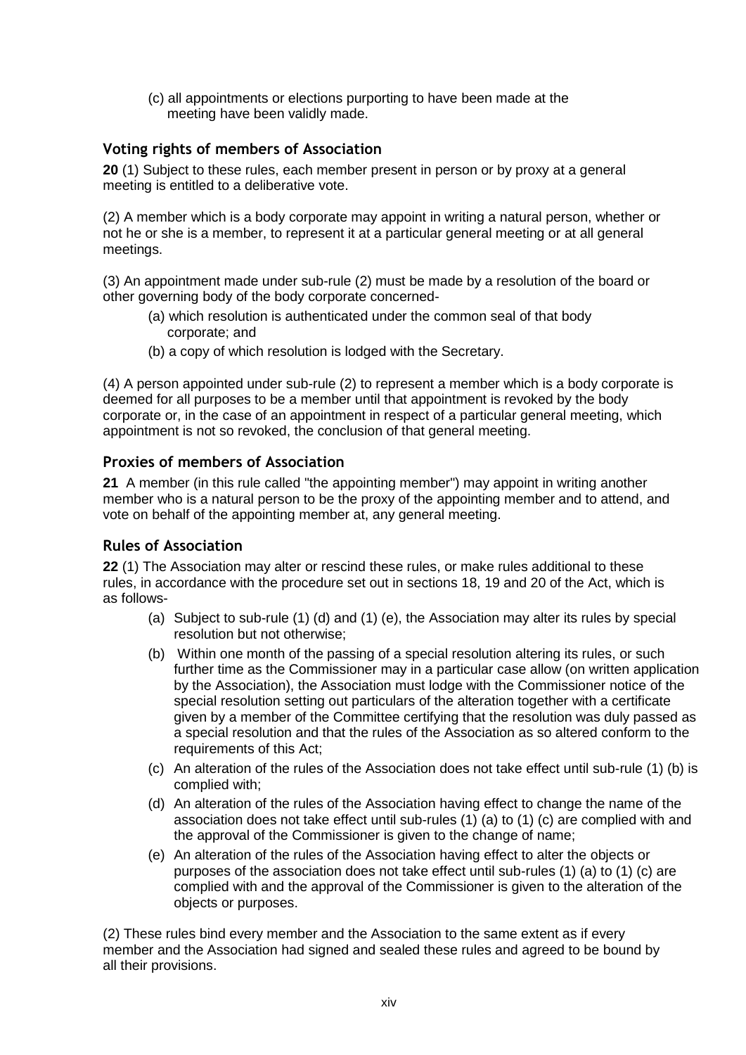(c) all appointments or elections purporting to have been made at the meeting have been validly made.

### Voting rights of members of Association

**20** (1) Subject to these rules, each member present in person or by proxy at a general meeting is entitled to a deliberative vote.

(2) A member which is a body corporate may appoint in writing a natural person, whether or not he or she is a member, to represent it at a particular general meeting or at all general meetings.

(3) An appointment made under sub-rule (2) must be made by a resolution of the board or other governing body of the body corporate concerned-

(a) which resolution is authenticated under the common seal of that body corporate; and

(b) a copy of which resolution is lodged with the Secretary.

(4) A person appointed under sub-rule (2) to represent a member which is a body corporate is deemed for all purposes to be a member until that appointment is revoked by the body corporate or, in the case of an appointment in respect of a particular general meeting, which appointment is not so revoked, the conclusion of that general meeting.

### Proxies of members of Association

**21** A member (in this rule called "the appointing member") may appoint in writing another member who is a natural person to be the proxy of the appointing member and to attend, and vote on behalf of the appointing member at, any general meeting.

### Rules of Association

**22** (1) The Association may alter or rescind these rules, or make rules additional to these rules, in accordance with the procedure set out in sections 18, 19 and 20 of the Act, which is as follows-

(a) Subject to sub-rule (1) (d) and (1) (e), the Association may alter its rules by special resolution but not otherwise;

(b) Within one month of the passing of a special resolution altering its rules, or such further time as the Commissioner may in a particular case allow (on written application by the Association), the Association must lodge with the Commissioner notice of the special resolution setting out particulars of the alteration together with a certificate given by a member of the Committee certifying that the resolution was duly passed as a special resolution and that the rules of the Association as so altered conform to the requirements of this Act;

(c) An alteration of the rules of the Association does not take effect until sub-rule (1) (b) is complied with;

(d) An alteration of the rules of the Association having effect to change the name of the association does not take effect until sub-rules (1) (a) to (1) (c) are complied with and the approval of the Commissioner is given to the change of name;

(e) An alteration of the rules of the Association having effect to alter the objects or purposes of the association does not take effect until sub-rules (1) (a) to (1) (c) are complied with and the approval of the Commissioner is given to the alteration of the objects or purposes.

(2) These rules bind every member and the Association to the same extent as if every member and the Association had signed and sealed these rules and agreed to be bound by all their provisions.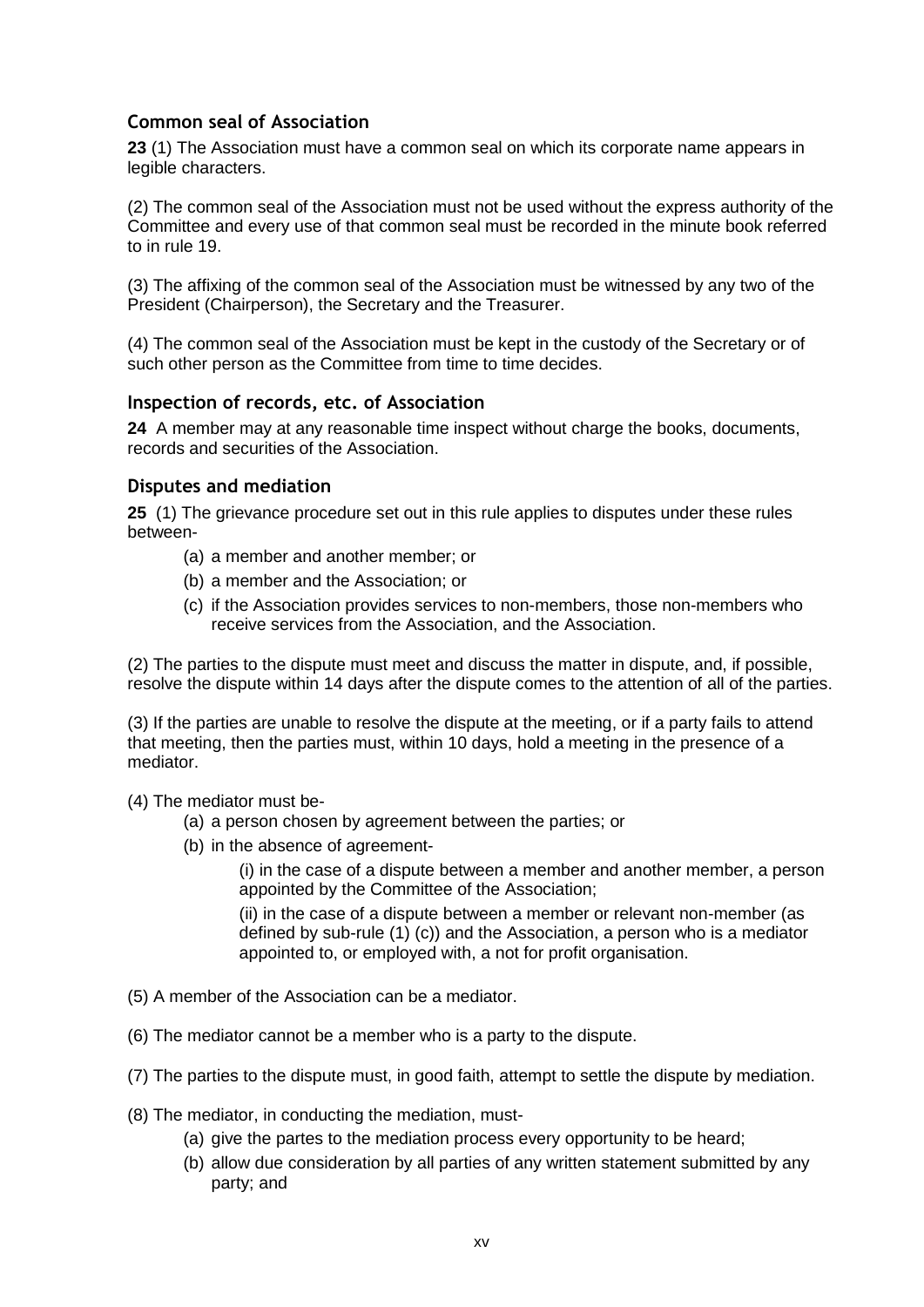### Common seal of Association

**23** (1) The Association must have a common seal on which its corporate name appears in legible characters.

(2) The common seal of the Association must not be used without the express authority of the Committee and every use of that common seal must be recorded in the minute book referred to in rule 19.

(3) The affixing of the common seal of the Association must be witnessed by any two of the President (Chairperson), the Secretary and the Treasurer.

(4) The common seal of the Association must be kept in the custody of the Secretary or of such other person as the Committee from time to time decides.

### Inspection of records, etc. of Association

**24** A member may at any reasonable time inspect without charge the books, documents, records and securities of the Association.

### Disputes and mediation

**25** (1) The grievance procedure set out in this rule applies to disputes under these rules between-

- (a) a member and another member; or
- (b) a member and the Association; or
- (c) if the Association provides services to non-members, those non-members who receive services from the Association, and the Association.

(2) The parties to the dispute must meet and discuss the matter in dispute, and, if possible, resolve the dispute within 14 days after the dispute comes to the attention of all of the parties.

(3) If the parties are unable to resolve the dispute at the meeting, or if a party fails to attend that meeting, then the parties must, within 10 days, hold a meeting in the presence of a mediator.

(4) The mediator must be-

- (a) a person chosen by agreement between the parties; or
- (b) in the absence of agreement-

  (i) in the case of a dispute between a member and another member, a person appointed by the Committee of the Association;

  (ii) in the case of a dispute between a member or relevant non-member (as defined by sub-rule (1) (c)) and the Association, a person who is a mediator appointed to, or employed with, a not for profit organisation.

(5) A member of the Association can be a mediator.

(6) The mediator cannot be a member who is a party to the dispute.

(7) The parties to the dispute must, in good faith, attempt to settle the dispute by mediation.

(8) The mediator, in conducting the mediation, must-

- (a) give the partes to the mediation process every opportunity to be heard;
- (b) allow due consideration by all parties of any written statement submitted by any party; and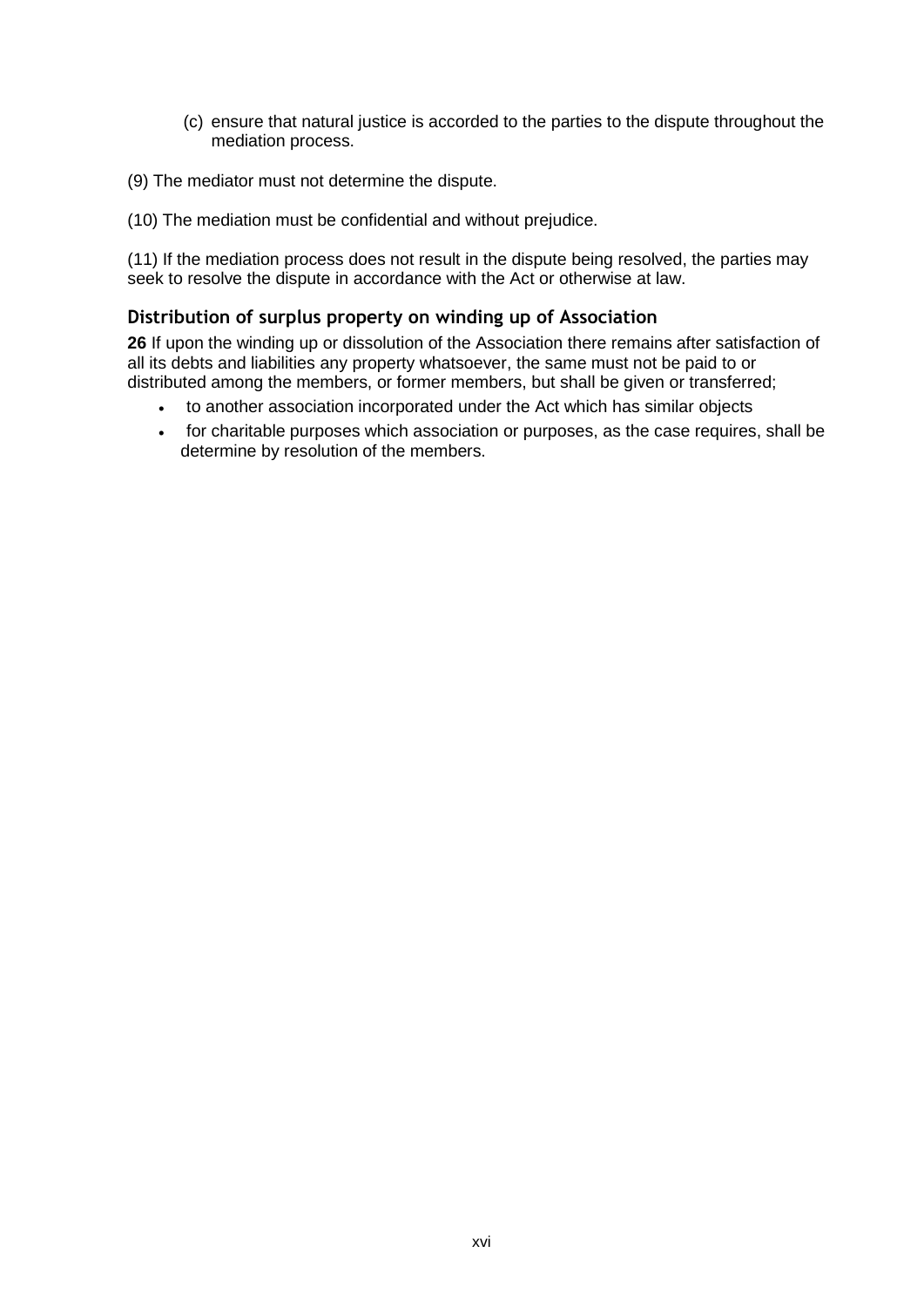(c) ensure that natural justice is accorded to the parties to the dispute throughout the mediation process.

(9) The mediator must not determine the dispute.

(10) The mediation must be confidential and without prejudice.

(11) If the mediation process does not result in the dispute being resolved, the parties may seek to resolve the dispute in accordance with the Act or otherwise at law.

### Distribution of surplus property on winding up of Association

**26** If upon the winding up or dissolution of the Association there remains after satisfaction of all its debts and liabilities any property whatsoever, the same must not be paid to or distributed among the members, or former members, but shall be given or transferred;

- to another association incorporated under the Act which has similar objects
- for charitable purposes which association or purposes, as the case requires, shall be determine by resolution of the members.